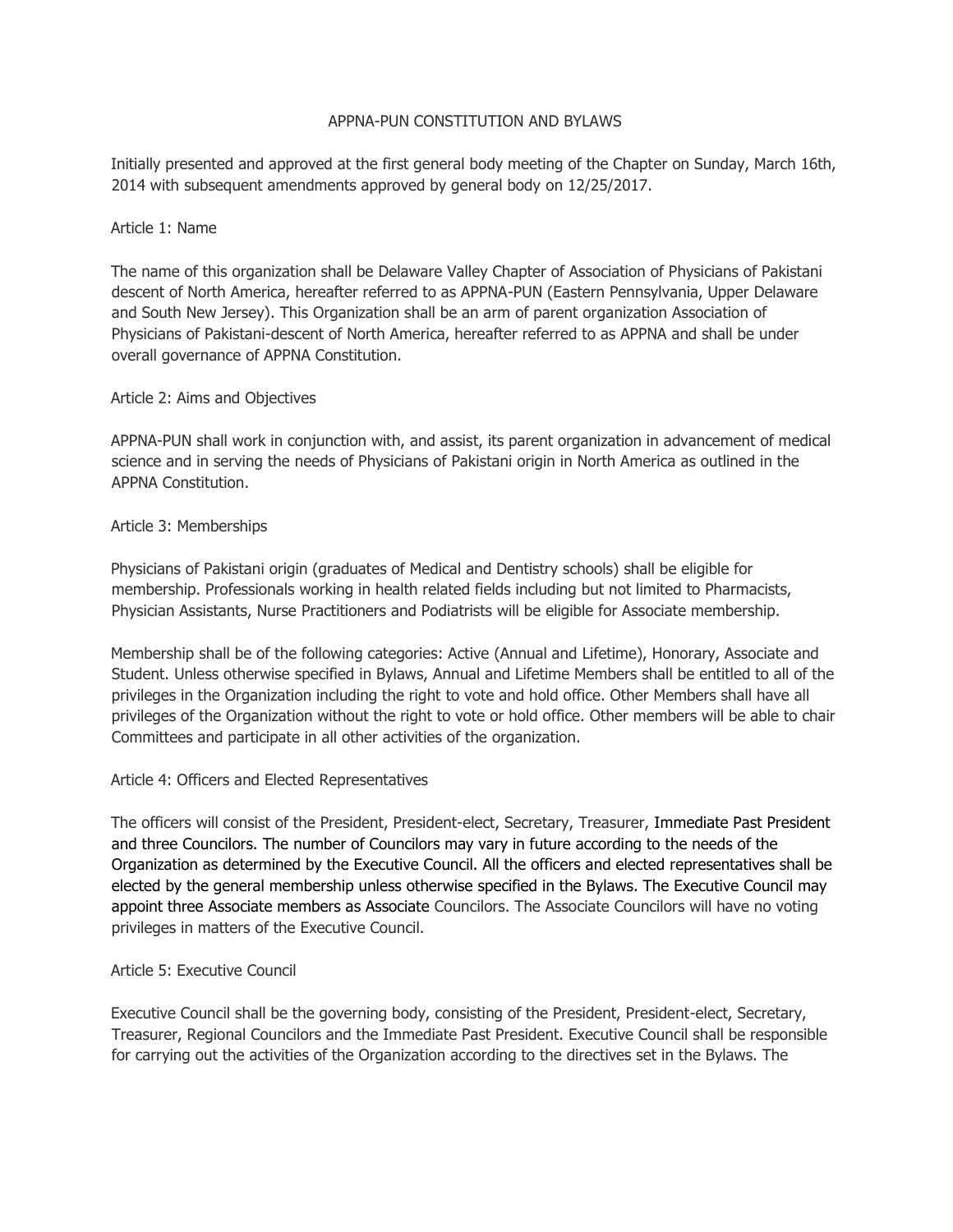# APPNA-PUN CONSTITUTION AND BYLAWS

Initially presented and approved at the first general body meeting of the Chapter on Sunday, March 16th, 2014 with subsequent amendments approved by general body on 12/25/2017.

## Article 1: Name

The name of this organization shall be Delaware Valley Chapter of Association of Physicians of Pakistani descent of North America, hereafter referred to as APPNA-PUN (Eastern Pennsylvania, Upper Delaware and South New Jersey). This Organization shall be an arm of parent organization Association of Physicians of Pakistani-descent of North America, hereafter referred to as APPNA and shall be under overall governance of APPNA Constitution.

## Article 2: Aims and Objectives

APPNA-PUN shall work in conjunction with, and assist, its parent organization in advancement of medical science and in serving the needs of Physicians of Pakistani origin in North America as outlined in the APPNA Constitution.

## Article 3: Memberships

Physicians of Pakistani origin (graduates of Medical and Dentistry schools) shall be eligible for membership. Professionals working in health related fields including but not limited to Pharmacists, Physician Assistants, Nurse Practitioners and Podiatrists will be eligible for Associate membership.

Membership shall be of the following categories: Active (Annual and Lifetime), Honorary, Associate and Student. Unless otherwise specified in Bylaws, Annual and Lifetime Members shall be entitled to all of the privileges in the Organization including the right to vote and hold office. Other Members shall have all privileges of the Organization without the right to vote or hold office. Other members will be able to chair Committees and participate in all other activities of the organization.

## Article 4: Officers and Elected Representatives

The officers will consist of the President, President-elect, Secretary, Treasurer, Immediate Past President and three Councilors. The number of Councilors may vary in future according to the needs of the Organization as determined by the Executive Council. All the officers and elected representatives shall be elected by the general membership unless otherwise specified in the Bylaws. The Executive Council may appoint three Associate members as Associate Councilors. The Associate Councilors will have no voting privileges in matters of the Executive Council.

## Article 5: Executive Council

Executive Council shall be the governing body, consisting of the President, President-elect, Secretary, Treasurer, Regional Councilors and the Immediate Past President. Executive Council shall be responsible for carrying out the activities of the Organization according to the directives set in the Bylaws. The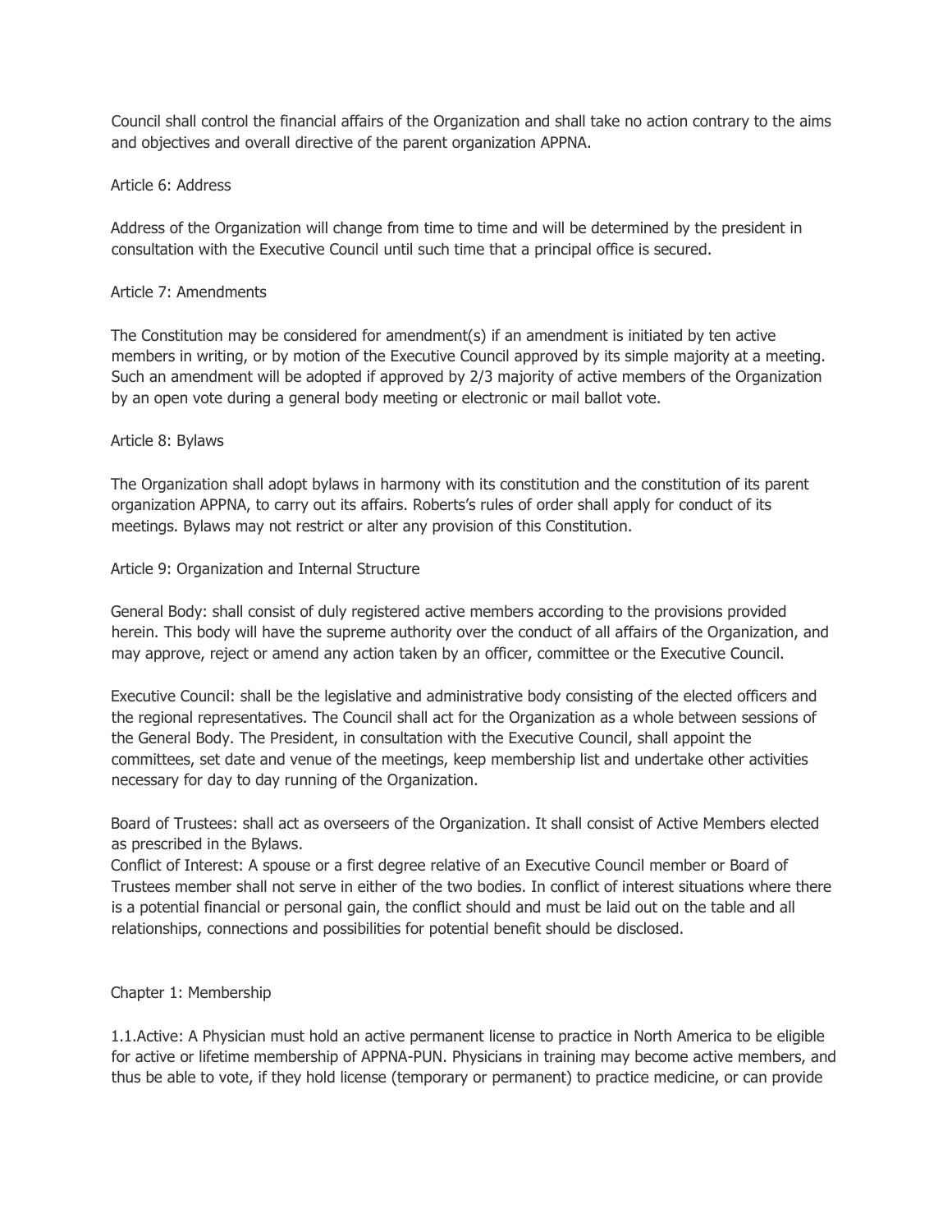Council shall control the financial affairs of the Organization and shall take no action contrary to the aims and objectives and overall directive of the parent organization APPNA.

## Article 6: Address

Address of the Organization will change from time to time and will be determined by the president in consultation with the Executive Council until such time that a principal office is secured.

## Article 7: Amendments

The Constitution may be considered for amendment(s) if an amendment is initiated by ten active members in writing, or by motion of the Executive Council approved by its simple majority at a meeting. Such an amendment will be adopted if approved by 2/3 majority of active members of the Organization by an open vote during a general body meeting or electronic or mail ballot vote.

## Article 8: Bylaws

The Organization shall adopt bylaws in harmony with its constitution and the constitution of its parent organization APPNA, to carry out its affairs. Roberts's rules of order shall apply for conduct of its meetings. Bylaws may not restrict or alter any provision of this Constitution.

## Article 9: Organization and Internal Structure

General Body: shall consist of duly registered active members according to the provisions provided herein. This body will have the supreme authority over the conduct of all affairs of the Organization, and may approve, reject or amend any action taken by an officer, committee or the Executive Council.

Executive Council: shall be the legislative and administrative body consisting of the elected officers and the regional representatives. The Council shall act for the Organization as a whole between sessions of the General Body. The President, in consultation with the Executive Council, shall appoint the committees, set date and venue of the meetings, keep membership list and undertake other activities necessary for day to day running of the Organization.

Board of Trustees: shall act as overseers of the Organization. It shall consist of Active Members elected as prescribed in the Bylaws.

Conflict of Interest: A spouse or a first degree relative of an Executive Council member or Board of Trustees member shall not serve in either of the two bodies. In conflict of interest situations where there is a potential financial or personal gain, the conflict should and must be laid out on the table and all relationships, connections and possibilities for potential benefit should be disclosed.

# Chapter 1: Membership

1.1.Active: A Physician must hold an active permanent license to practice in North America to be eligible for active or lifetime membership of APPNA-PUN. Physicians in training may become active members, and thus be able to vote, if they hold license (temporary or permanent) to practice medicine, or can provide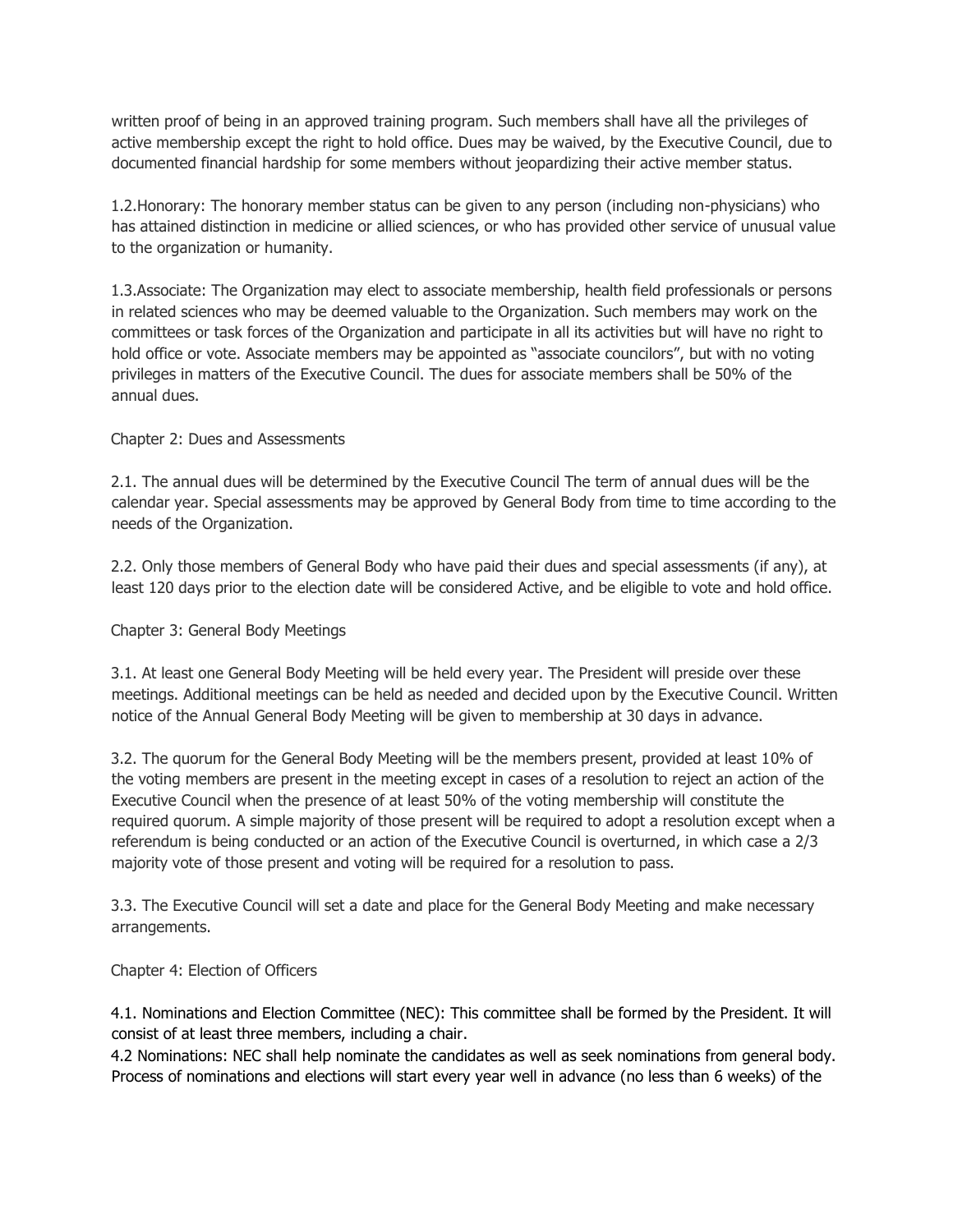written proof of being in an approved training program. Such members shall have all the privileges of active membership except the right to hold office. Dues may be waived, by the Executive Council, due to documented financial hardship for some members without jeopardizing their active member status.

1.2.Honorary: The honorary member status can be given to any person (including non-physicians) who has attained distinction in medicine or allied sciences, or who has provided other service of unusual value to the organization or humanity.

1.3.Associate: The Organization may elect to associate membership, health field professionals or persons in related sciences who may be deemed valuable to the Organization. Such members may work on the committees or task forces of the Organization and participate in all its activities but will have no right to hold office or vote. Associate members may be appointed as "associate councilors", but with no voting privileges in matters of the Executive Council. The dues for associate members shall be 50% of the annual dues.

## Chapter 2: Dues and Assessments

2.1. The annual dues will be determined by the Executive Council The term of annual dues will be the calendar year. Special assessments may be approved by General Body from time to time according to the needs of the Organization.

2.2. Only those members of General Body who have paid their dues and special assessments (if any), at least 120 days prior to the election date will be considered Active, and be eligible to vote and hold office.

## Chapter 3: General Body Meetings

3.1. At least one General Body Meeting will be held every year. The President will preside over these meetings. Additional meetings can be held as needed and decided upon by the Executive Council. Written notice of the Annual General Body Meeting will be given to membership at 30 days in advance.

3.2. The quorum for the General Body Meeting will be the members present, provided at least 10% of the voting members are present in the meeting except in cases of a resolution to reject an action of the Executive Council when the presence of at least 50% of the voting membership will constitute the required quorum. A simple majority of those present will be required to adopt a resolution except when a referendum is being conducted or an action of the Executive Council is overturned, in which case a 2/3 majority vote of those present and voting will be required for a resolution to pass.

3.3. The Executive Council will set a date and place for the General Body Meeting and make necessary arrangements.

## Chapter 4: Election of Officers

4.1. Nominations and Election Committee (NEC): This committee shall be formed by the President. It will consist of at least three members, including a chair.
4.2 Nominations: NEC shall help nominate the candidates as well as seek nominations from general body. Process of nominations and elections will start every year well in advance (no less than 6 weeks) of the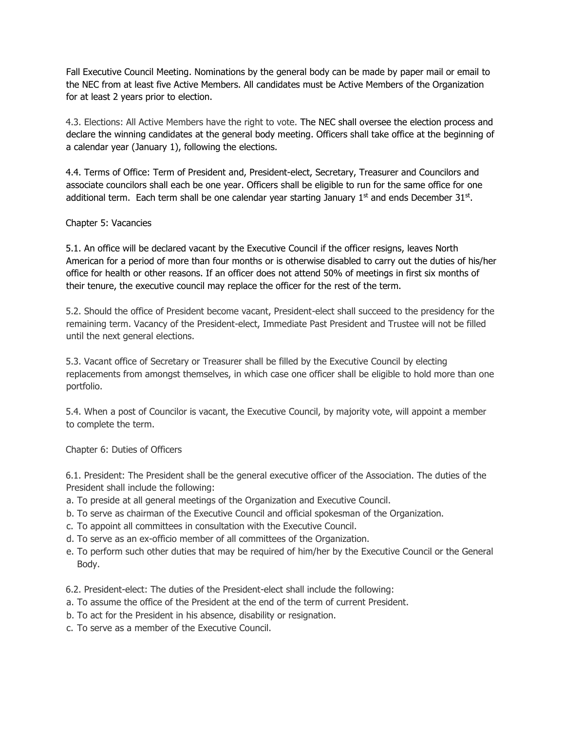Fall Executive Council Meeting. Nominations by the general body can be made by paper mail or email to the NEC from at least five Active Members. All candidates must be Active Members of the Organization for at least 2 years prior to election.

4.3. Elections: All Active Members have the right to vote. The NEC shall oversee the election process and declare the winning candidates at the general body meeting. Officers shall take office at the beginning of a calendar year (January 1), following the elections.

4.4. Terms of Office: Term of President and, President-elect, Secretary, Treasurer and Councilors and associate councilors shall each be one year. Officers shall be eligible to run for the same office for one additional term. Each term shall be one calendar year starting January 1st and ends December 31st.

## Chapter 5: Vacancies

5.1. An office will be declared vacant by the Executive Council if the officer resigns, leaves North American for a period of more than four months or is otherwise disabled to carry out the duties of his/her office for health or other reasons. If an officer does not attend 50% of meetings in first six months of their tenure, the executive council may replace the officer for the rest of the term.

5.2. Should the office of President become vacant, President-elect shall succeed to the presidency for the remaining term. Vacancy of the President-elect, Immediate Past President and Trustee will not be filled until the next general elections.

5.3. Vacant office of Secretary or Treasurer shall be filled by the Executive Council by electing replacements from amongst themselves, in which case one officer shall be eligible to hold more than one portfolio.

5.4. When a post of Councilor is vacant, the Executive Council, by majority vote, will appoint a member to complete the term.

## Chapter 6: Duties of Officers

6.1. President: The President shall be the general executive officer of the Association. The duties of the President shall include the following:

a. To preside at all general meetings of the Organization and Executive Council.
b. To serve as chairman of the Executive Council and official spokesman of the Organization.
c. To appoint all committees in consultation with the Executive Council.
d. To serve as an ex-officio member of all committees of the Organization.
e. To perform such other duties that may be required of him/her by the Executive Council or the General Body.

6.2. President-elect: The duties of the President-elect shall include the following:

a. To assume the office of the President at the end of the term of current President.
b. To act for the President in his absence, disability or resignation.
c. To serve as a member of the Executive Council.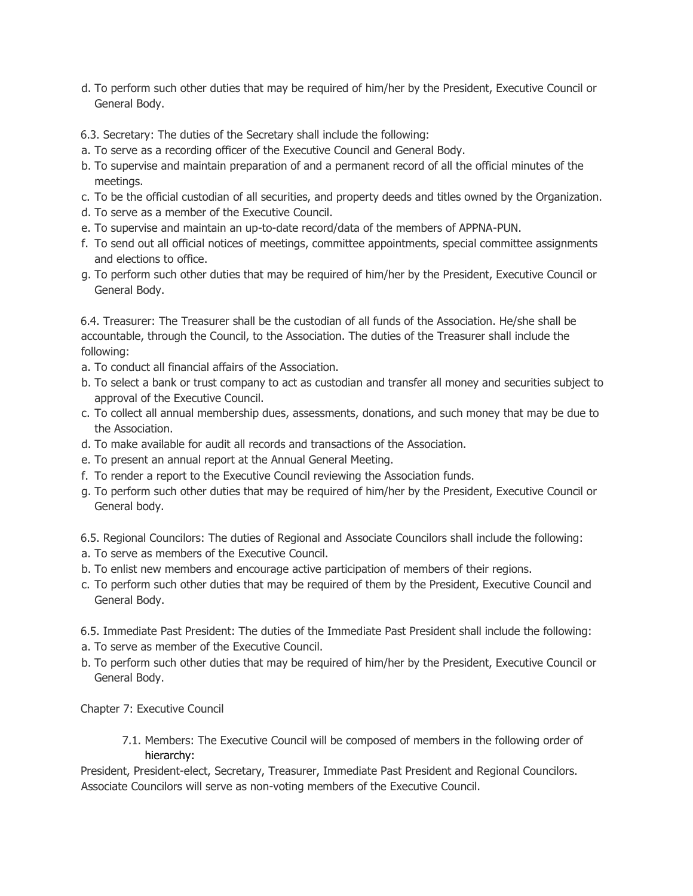d. To perform such other duties that may be required of him/her by the President, Executive Council or General Body.

6.3. Secretary: The duties of the Secretary shall include the following:

a. To serve as a recording officer of the Executive Council and General Body.
b. To supervise and maintain preparation of and a permanent record of all the official minutes of the meetings.
c. To be the official custodian of all securities, and property deeds and titles owned by the Organization.
d. To serve as a member of the Executive Council.
e. To supervise and maintain an up-to-date record/data of the members of APPNA-PUN.
f. To send out all official notices of meetings, committee appointments, special committee assignments and elections to office.
g. To perform such other duties that may be required of him/her by the President, Executive Council or General Body.

6.4. Treasurer: The Treasurer shall be the custodian of all funds of the Association. He/she shall be accountable, through the Council, to the Association. The duties of the Treasurer shall include the following:

a. To conduct all financial affairs of the Association.
b. To select a bank or trust company to act as custodian and transfer all money and securities subject to approval of the Executive Council.
c. To collect all annual membership dues, assessments, donations, and such money that may be due to the Association.
d. To make available for audit all records and transactions of the Association.
e. To present an annual report at the Annual General Meeting.
f. To render a report to the Executive Council reviewing the Association funds.
g. To perform such other duties that may be required of him/her by the President, Executive Council or General body.

6.5. Regional Councilors: The duties of Regional and Associate Councilors shall include the following:

a. To serve as members of the Executive Council.
b. To enlist new members and encourage active participation of members of their regions.
c. To perform such other duties that may be required of them by the President, Executive Council and General Body.

6.5. Immediate Past President: The duties of the Immediate Past President shall include the following:

a. To serve as member of the Executive Council.
b. To perform such other duties that may be required of him/her by the President, Executive Council or General Body.

## Chapter 7: Executive Council

7.1. Members: The Executive Council will be composed of members in the following order of hierarchy:

President, President-elect, Secretary, Treasurer, Immediate Past President and Regional Councilors. Associate Councilors will serve as non-voting members of the Executive Council.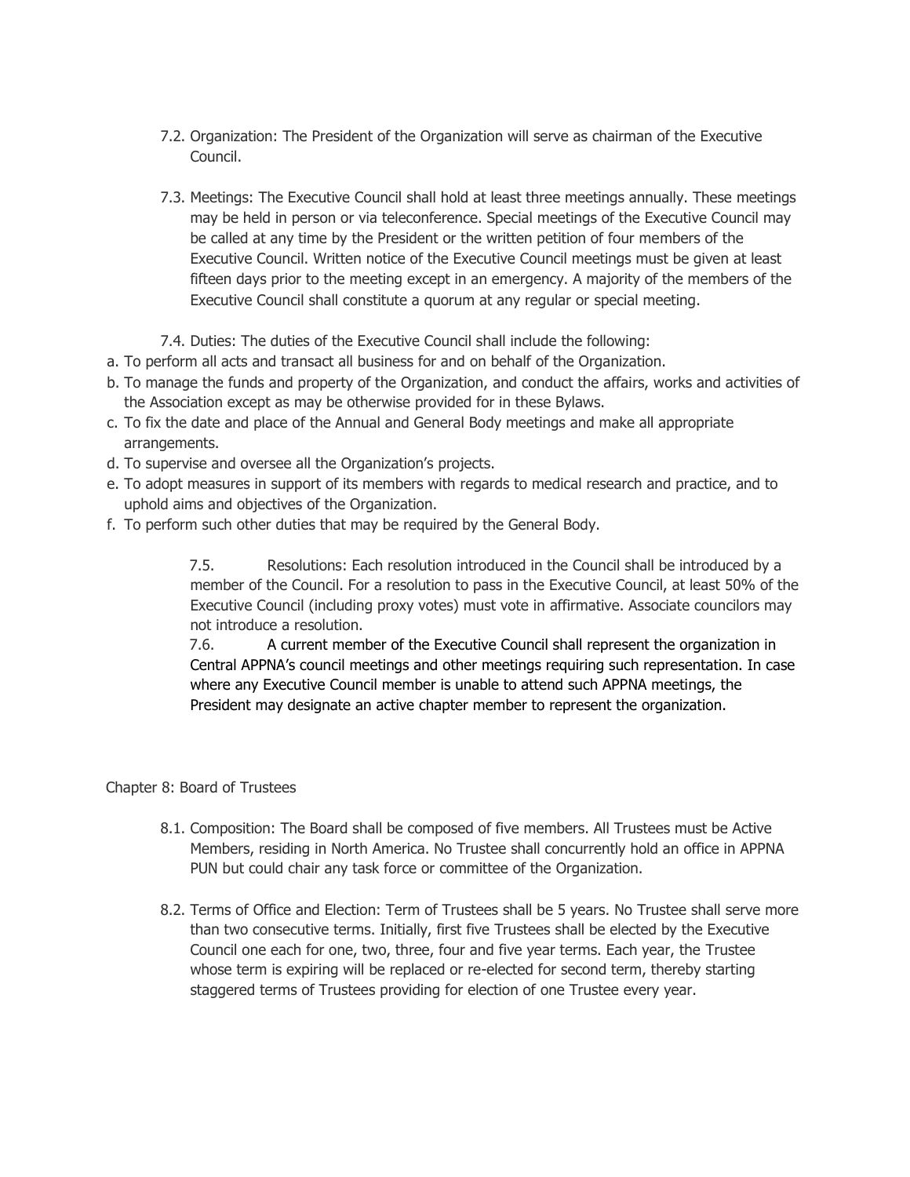7.2. Organization: The President of the Organization will serve as chairman of the Executive Council.

7.3. Meetings: The Executive Council shall hold at least three meetings annually. These meetings may be held in person or via teleconference. Special meetings of the Executive Council may be called at any time by the President or the written petition of four members of the Executive Council. Written notice of the Executive Council meetings must be given at least fifteen days prior to the meeting except in an emergency. A majority of the members of the Executive Council shall constitute a quorum at any regular or special meeting.

7.4. Duties: The duties of the Executive Council shall include the following:

a. To perform all acts and transact all business for and on behalf of the Organization.
b. To manage the funds and property of the Organization, and conduct the affairs, works and activities of the Association except as may be otherwise provided for in these Bylaws.
c. To fix the date and place of the Annual and General Body meetings and make all appropriate arrangements.
d. To supervise and oversee all the Organization's projects.
e. To adopt measures in support of its members with regards to medical research and practice, and to uphold aims and objectives of the Organization.
f. To perform such other duties that may be required by the General Body.

7.5. Resolutions: Each resolution introduced in the Council shall be introduced by a member of the Council. For a resolution to pass in the Executive Council, at least 50% of the Executive Council (including proxy votes) must vote in affirmative. Associate councilors may not introduce a resolution.

7.6. A current member of the Executive Council shall represent the organization in Central APPNA's council meetings and other meetings requiring such representation. In case where any Executive Council member is unable to attend such APPNA meetings, the President may designate an active chapter member to represent the organization.

## Chapter 8: Board of Trustees

8.1. Composition: The Board shall be composed of five members. All Trustees must be Active Members, residing in North America. No Trustee shall concurrently hold an office in APPNA PUN but could chair any task force or committee of the Organization.

8.2. Terms of Office and Election: Term of Trustees shall be 5 years. No Trustee shall serve more than two consecutive terms. Initially, first five Trustees shall be elected by the Executive Council one each for one, two, three, four and five year terms. Each year, the Trustee whose term is expiring will be replaced or re-elected for second term, thereby starting staggered terms of Trustees providing for election of one Trustee every year.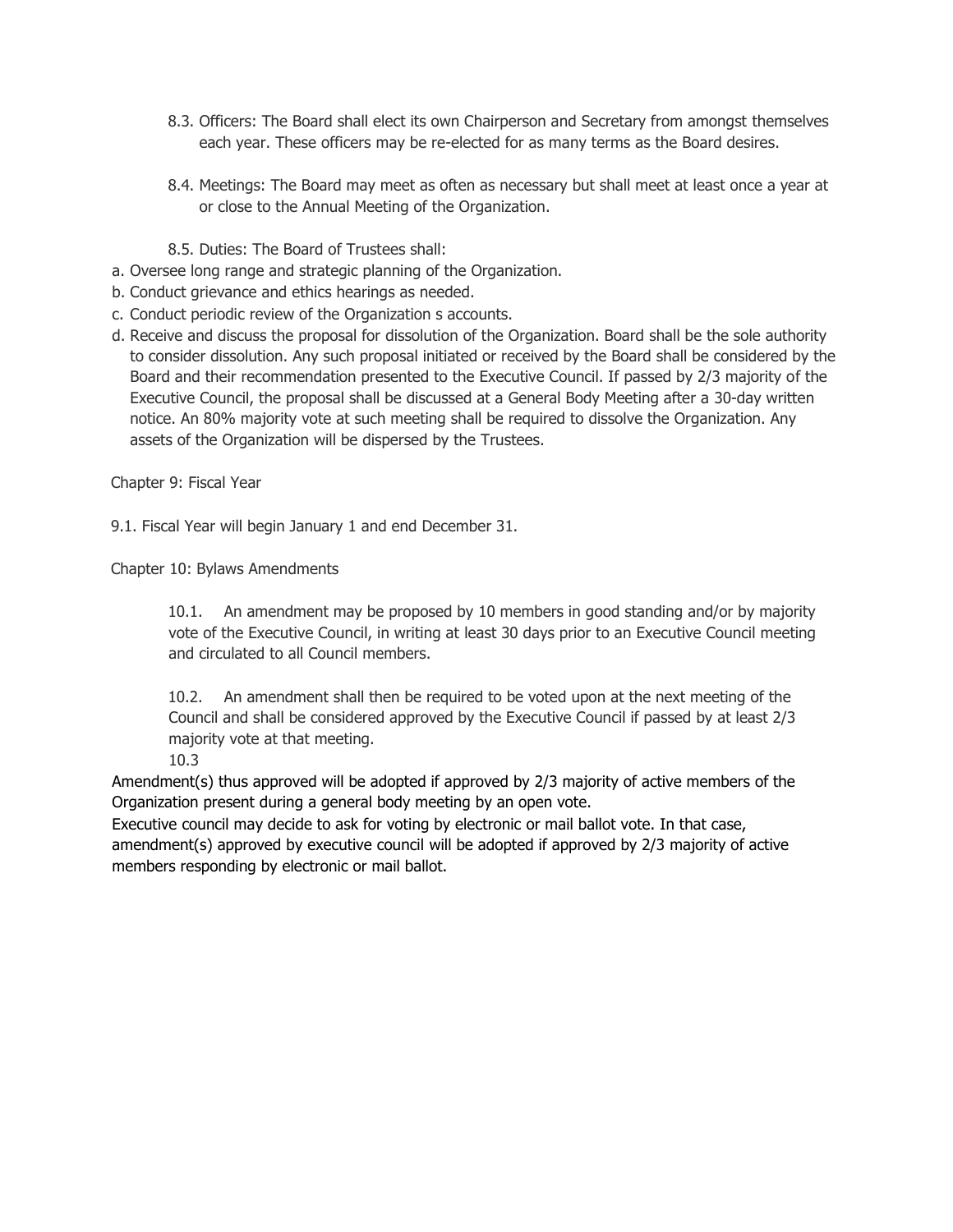8.3. Officers: The Board shall elect its own Chairperson and Secretary from amongst themselves each year. These officers may be re-elected for as many terms as the Board desires.

8.4. Meetings: The Board may meet as often as necessary but shall meet at least once a year at or close to the Annual Meeting of the Organization.

8.5. Duties: The Board of Trustees shall:

a. Oversee long range and strategic planning of the Organization.
b. Conduct grievance and ethics hearings as needed.
c. Conduct periodic review of the Organization s accounts.
d. Receive and discuss the proposal for dissolution of the Organization. Board shall be the sole authority to consider dissolution. Any such proposal initiated or received by the Board shall be considered by the Board and their recommendation presented to the Executive Council. If passed by 2/3 majority of the Executive Council, the proposal shall be discussed at a General Body Meeting after a 30-day written notice. An 80% majority vote at such meeting shall be required to dissolve the Organization. Any assets of the Organization will be dispersed by the Trustees.

## Chapter 9: Fiscal Year

9.1. Fiscal Year will begin January 1 and end December 31.

## Chapter 10: Bylaws Amendments

10.1. An amendment may be proposed by 10 members in good standing and/or by majority vote of the Executive Council, in writing at least 30 days prior to an Executive Council meeting and circulated to all Council members.

10.2. An amendment shall then be required to be voted upon at the next meeting of the Council and shall be considered approved by the Executive Council if passed by at least 2/3 majority vote at that meeting.

10.3

Amendment(s) thus approved will be adopted if approved by 2/3 majority of active members of the Organization present during a general body meeting by an open vote.

Executive council may decide to ask for voting by electronic or mail ballot vote. In that case, amendment(s) approved by executive council will be adopted if approved by 2/3 majority of active members responding by electronic or mail ballot.